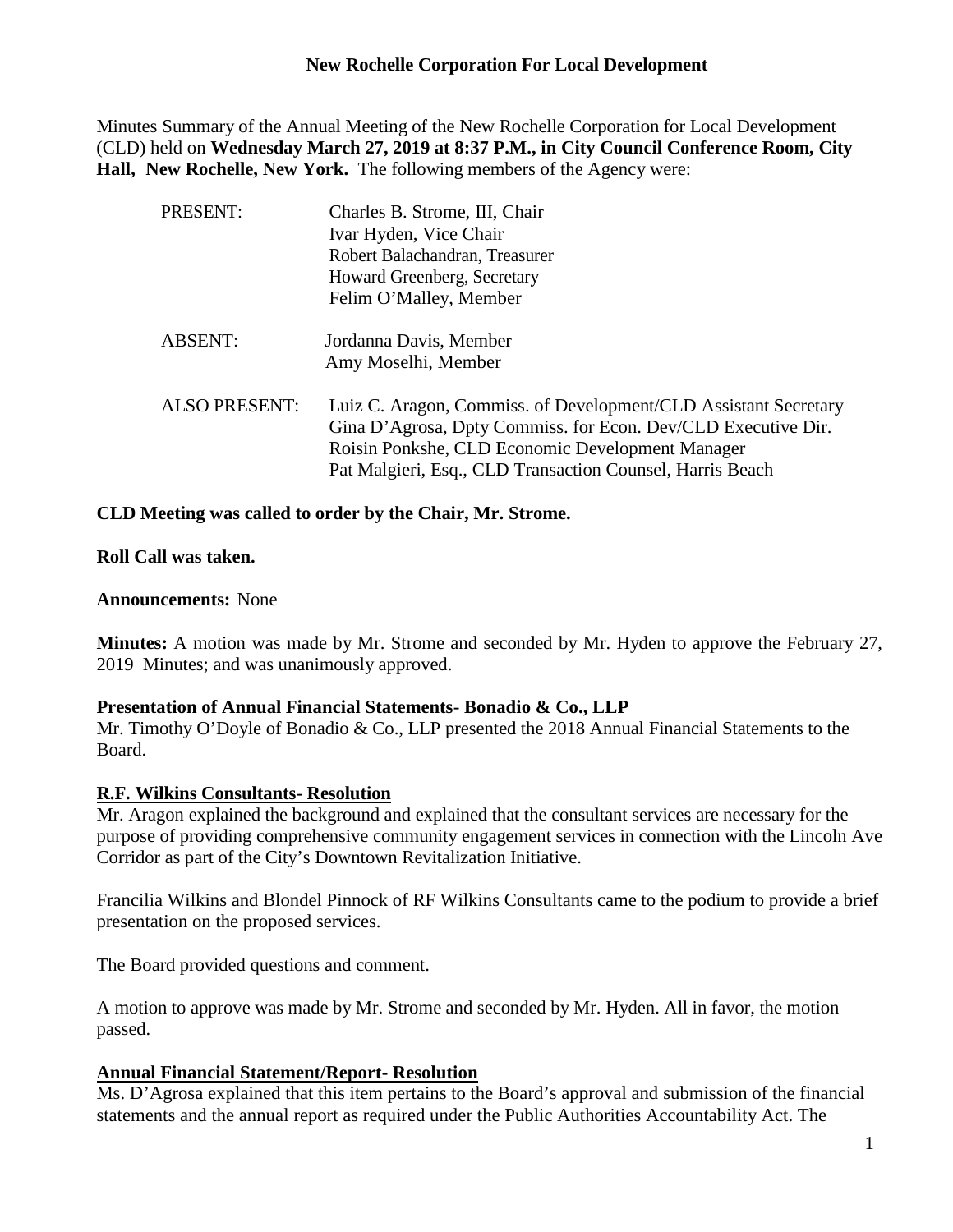**New Rochelle Corporation For Local Development**

Minutes Summary of the Annual Meeting of the New Rochelle Corporation for Local Development (CLD) held on **Wednesday March 27, 2019 at 8:37 P.M., in City Council Conference Room, City Hall, New Rochelle, New York.** The following members of the Agency were:

| | |
|---|---|
| PRESENT: | Charles B. Strome, III, Chair<br>Ivar Hyden, Vice Chair<br>Robert Balachandran, Treasurer<br>Howard Greenberg, Secretary<br>Felim O'Malley, Member |
| ABSENT: | Jordanna Davis, Member<br>Amy Moselhi, Member |
| ALSO PRESENT: | Luiz C. Aragon, Commiss. of Development/CLD Assistant Secretary<br>Gina D'Agrosa, Dpty Commiss. for Econ. Dev/CLD Executive Dir.<br>Roisin Ponkshe, CLD Economic Development Manager<br>Pat Malgieri, Esq., CLD Transaction Counsel, Harris Beach |

**CLD Meeting was called to order by the Chair, Mr. Strome.**

**Roll Call was taken.**

**Announcements:** None

**Minutes:** A motion was made by Mr. Strome and seconded by Mr. Hyden to approve the February 27, 2019 Minutes; and was unanimously approved.

**Presentation of Annual Financial Statements- Bonadio & Co., LLP**

Mr. Timothy O'Doyle of Bonadio & Co., LLP presented the 2018 Annual Financial Statements to the Board.

**R.F. Wilkins Consultants- Resolution**

Mr. Aragon explained the background and explained that the consultant services are necessary for the purpose of providing comprehensive community engagement services in connection with the Lincoln Ave Corridor as part of the City's Downtown Revitalization Initiative.

Francilia Wilkins and Blondel Pinnock of RF Wilkins Consultants came to the podium to provide a brief presentation on the proposed services.

The Board provided questions and comment.

A motion to approve was made by Mr. Strome and seconded by Mr. Hyden. All in favor, the motion passed.

**Annual Financial Statement/Report- Resolution**

Ms. D'Agrosa explained that this item pertains to the Board's approval and submission of the financial statements and the annual report as required under the Public Authorities Accountability Act. The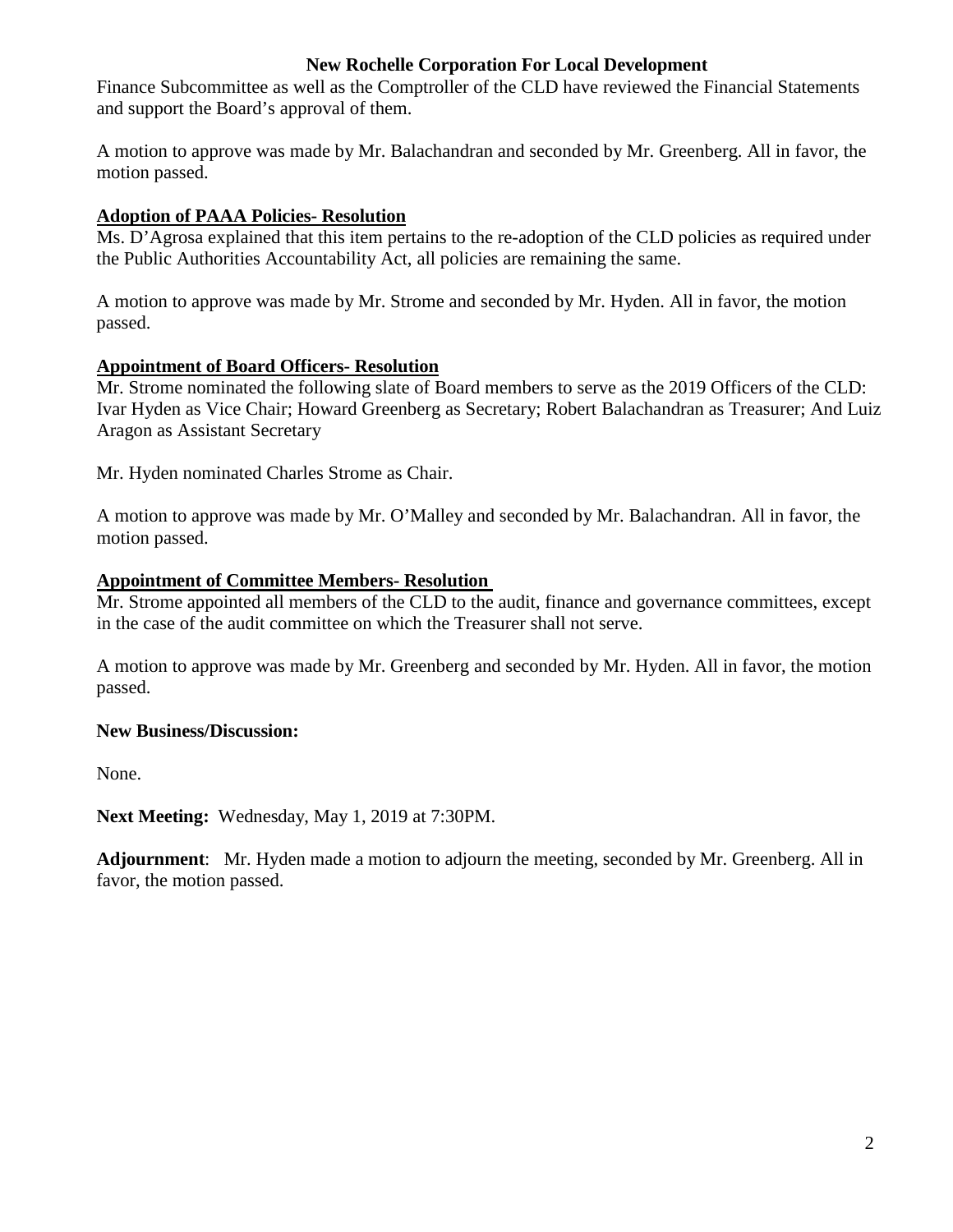Finance Subcommittee as well as the Comptroller of the CLD have reviewed the Financial Statements and support the Board's approval of them.

A motion to approve was made by Mr. Balachandran and seconded by Mr. Greenberg. All in favor, the motion passed.

**Adoption of PAAA Policies- Resolution**

Ms. D'Agrosa explained that this item pertains to the re-adoption of the CLD policies as required under the Public Authorities Accountability Act, all policies are remaining the same.

A motion to approve was made by Mr. Strome and seconded by Mr. Hyden. All in favor, the motion passed.

**Appointment of Board Officers- Resolution**

Mr. Strome nominated the following slate of Board members to serve as the 2019 Officers of the CLD: Ivar Hyden as Vice Chair; Howard Greenberg as Secretary; Robert Balachandran as Treasurer; And Luiz Aragon as Assistant Secretary

Mr. Hyden nominated Charles Strome as Chair.

A motion to approve was made by Mr. O'Malley and seconded by Mr. Balachandran. All in favor, the motion passed.

**Appointment of Committee Members- Resolution**

Mr. Strome appointed all members of the CLD to the audit, finance and governance committees, except in the case of the audit committee on which the Treasurer shall not serve.

A motion to approve was made by Mr. Greenberg and seconded by Mr. Hyden. All in favor, the motion passed.

**New Business/Discussion:**

None.

**Next Meeting:** Wednesday, May 1, 2019 at 7:30PM.

**Adjournment**: Mr. Hyden made a motion to adjourn the meeting, seconded by Mr. Greenberg. All in favor, the motion passed.